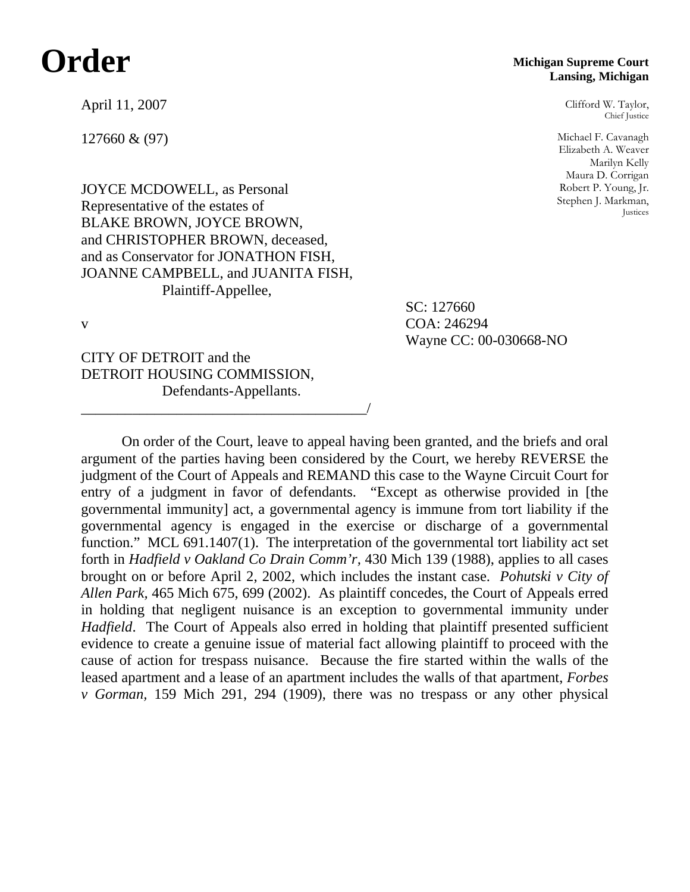# Order

**Michigan Supreme Court**
**Lansing, Michigan**

April 11, 2007

127660 & (97)

Clifford W. Taylor,
Chief Justice

Michael F. Cavanagh
Elizabeth A. Weaver
Marilyn Kelly
Maura D. Corrigan
Robert P. Young, Jr.
Stephen J. Markman,
Justices

JOYCE MCDOWELL, as Personal Representative of the estates of BLAKE BROWN, JOYCE BROWN, and CHRISTOPHER BROWN, deceased, and as Conservator for JONATHON FISH, JOANNE CAMPBELL, and JUANITA FISH,
Plaintiff-Appellee,

v

SC: 127660
COA: 246294
Wayne CC: 00-030668-NO

CITY OF DETROIT and the DETROIT HOUSING COMMISSION,
Defendants-Appellants.

_________________________________________/

On order of the Court, leave to appeal having been granted, and the briefs and oral argument of the parties having been considered by the Court, we hereby REVERSE the judgment of the Court of Appeals and REMAND this case to the Wayne Circuit Court for entry of a judgment in favor of defendants. "Except as otherwise provided in [the governmental immunity] act, a governmental agency is immune from tort liability if the governmental agency is engaged in the exercise or discharge of a governmental function." MCL 691.1407(1). The interpretation of the governmental tort liability act set forth in *Hadfield v Oakland Co Drain Comm'r*, 430 Mich 139 (1988), applies to all cases brought on or before April 2, 2002, which includes the instant case. *Pohutski v City of Allen Park,* 465 Mich 675, 699 (2002). As plaintiff concedes, the Court of Appeals erred in holding that negligent nuisance is an exception to governmental immunity under *Hadfield*. The Court of Appeals also erred in holding that plaintiff presented sufficient evidence to create a genuine issue of material fact allowing plaintiff to proceed with the cause of action for trespass nuisance. Because the fire started within the walls of the leased apartment and a lease of an apartment includes the walls of that apartment, *Forbes v Gorman,* 159 Mich 291, 294 (1909), there was no trespass or any other physical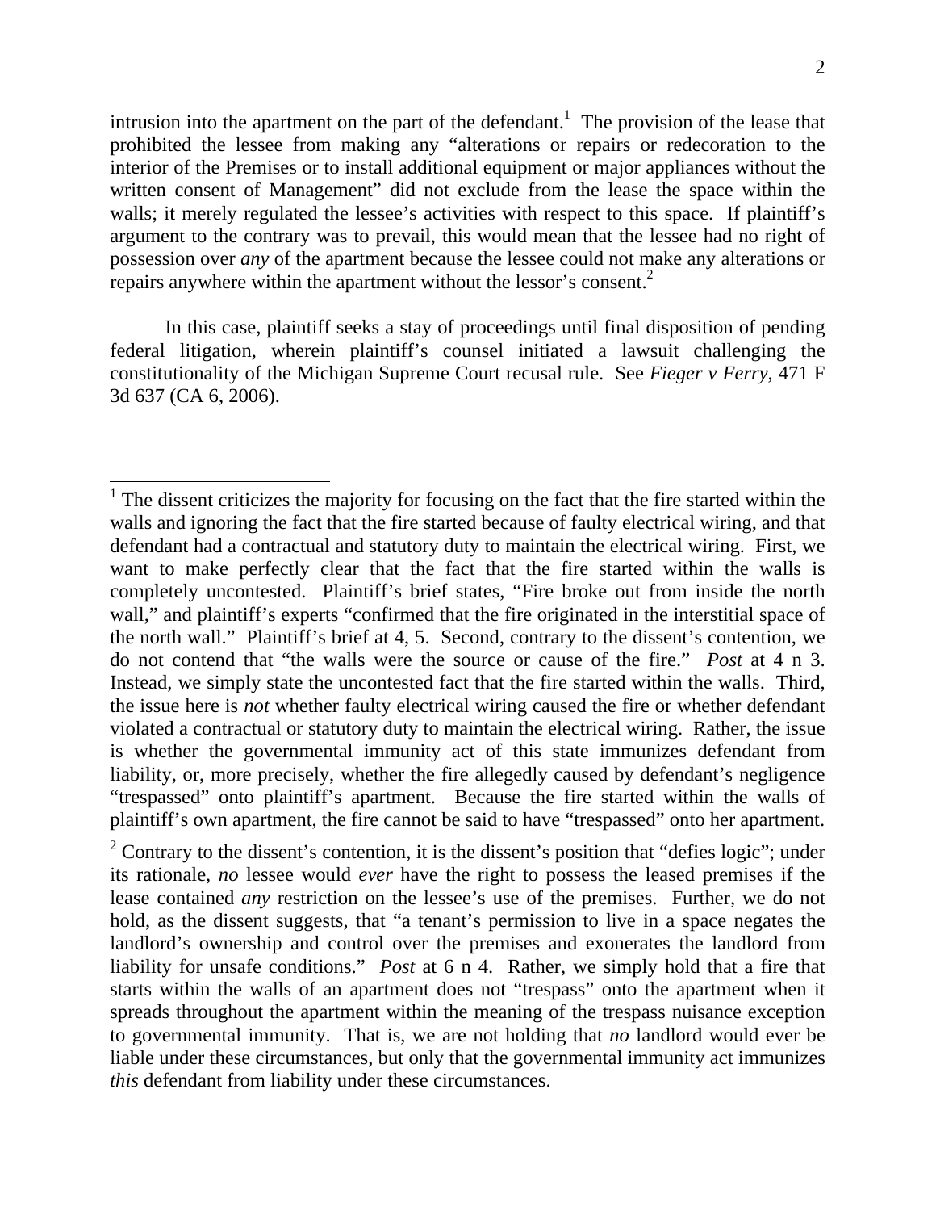intrusion into the apartment on the part of the defendant.[1] The provision of the lease that prohibited the lessee from making any "alterations or repairs or redecoration to the interior of the Premises or to install additional equipment or major appliances without the written consent of Management" did not exclude from the lease the space within the walls; it merely regulated the lessee's activities with respect to this space. If plaintiff's argument to the contrary was to prevail, this would mean that the lessee had no right of possession over *any* of the apartment because the lessee could not make any alterations or repairs anywhere within the apartment without the lessor's consent.[2]

In this case, plaintiff seeks a stay of proceedings until final disposition of pending federal litigation, wherein plaintiff's counsel initiated a lawsuit challenging the constitutionality of the Michigan Supreme Court recusal rule. See *Fieger v Ferry*, 471 F 3d 637 (CA 6, 2006).

---

[1] The dissent criticizes the majority for focusing on the fact that the fire started within the walls and ignoring the fact that the fire started because of faulty electrical wiring, and that defendant had a contractual and statutory duty to maintain the electrical wiring. First, we want to make perfectly clear that the fact that the fire started within the walls is completely uncontested. Plaintiff's brief states, "Fire broke out from inside the north wall," and plaintiff's experts "confirmed that the fire originated in the interstitial space of the north wall." Plaintiff's brief at 4, 5. Second, contrary to the dissent's contention, we do not contend that "the walls were the source or cause of the fire." *Post* at 4 n 3. Instead, we simply state the uncontested fact that the fire started within the walls. Third, the issue here is *not* whether faulty electrical wiring caused the fire or whether defendant violated a contractual or statutory duty to maintain the electrical wiring. Rather, the issue is whether the governmental immunity act of this state immunizes defendant from liability, or, more precisely, whether the fire allegedly caused by defendant's negligence "trespassed" onto plaintiff's apartment. Because the fire started within the walls of plaintiff's own apartment, the fire cannot be said to have "trespassed" onto her apartment.

[2] Contrary to the dissent's contention, it is the dissent's position that "defies logic"; under its rationale, *no* lessee would *ever* have the right to possess the leased premises if the lease contained *any* restriction on the lessee's use of the premises. Further, we do not hold, as the dissent suggests, that "a tenant's permission to live in a space negates the landlord's ownership and control over the premises and exonerates the landlord from liability for unsafe conditions." *Post* at 6 n 4. Rather, we simply hold that a fire that starts within the walls of an apartment does not "trespass" onto the apartment when it spreads throughout the apartment within the meaning of the trespass nuisance exception to governmental immunity. That is, we are not holding that *no* landlord would ever be liable under these circumstances, but only that the governmental immunity act immunizes *this* defendant from liability under these circumstances.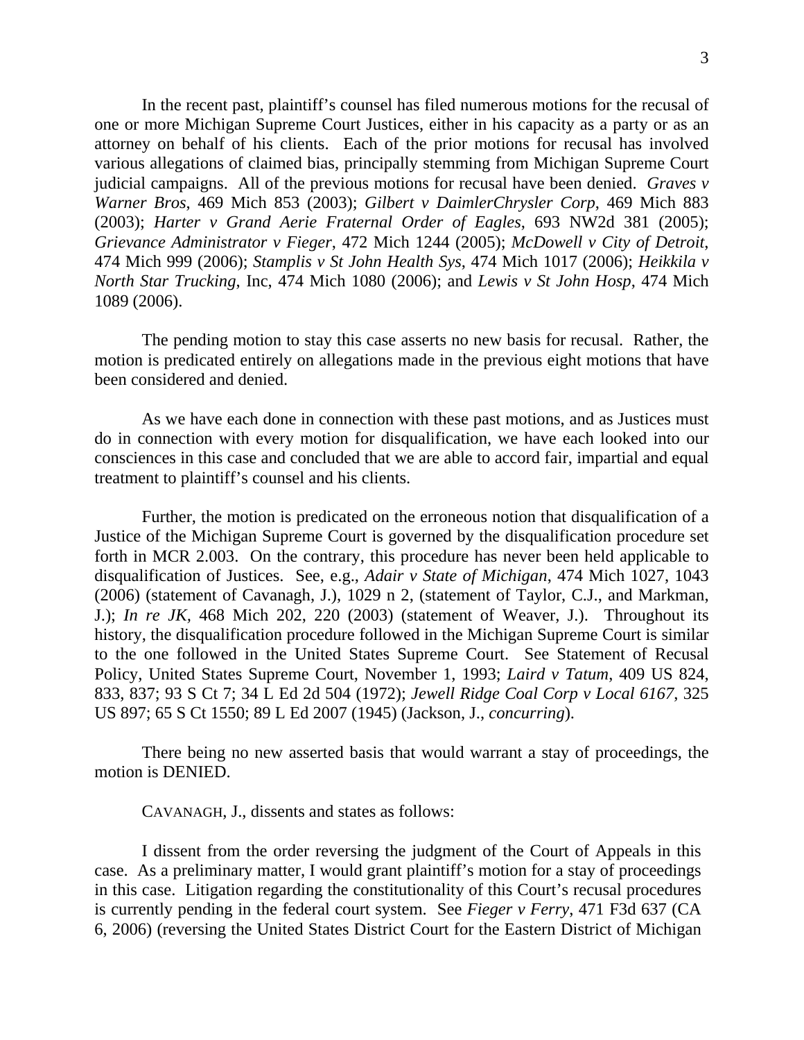In the recent past, plaintiff's counsel has filed numerous motions for the recusal of one or more Michigan Supreme Court Justices, either in his capacity as a party or as an attorney on behalf of his clients. Each of the prior motions for recusal has involved various allegations of claimed bias, principally stemming from Michigan Supreme Court judicial campaigns. All of the previous motions for recusal have been denied. *Graves v Warner Bros*, 469 Mich 853 (2003); *Gilbert v DaimlerChrysler Corp*, 469 Mich 883 (2003); *Harter v Grand Aerie Fraternal Order of Eagles*, 693 NW2d 381 (2005); *Grievance Administrator v Fieger*, 472 Mich 1244 (2005); *McDowell v City of Detroit*, 474 Mich 999 (2006); *Stamplis v St John Health Sys*, 474 Mich 1017 (2006); *Heikkila v North Star Trucking*, Inc, 474 Mich 1080 (2006); and *Lewis v St John Hosp*, 474 Mich 1089 (2006).

The pending motion to stay this case asserts no new basis for recusal. Rather, the motion is predicated entirely on allegations made in the previous eight motions that have been considered and denied.

As we have each done in connection with these past motions, and as Justices must do in connection with every motion for disqualification, we have each looked into our consciences in this case and concluded that we are able to accord fair, impartial and equal treatment to plaintiff's counsel and his clients.

Further, the motion is predicated on the erroneous notion that disqualification of a Justice of the Michigan Supreme Court is governed by the disqualification procedure set forth in MCR 2.003. On the contrary, this procedure has never been held applicable to disqualification of Justices. See, e.g., *Adair v State of Michigan*, 474 Mich 1027, 1043 (2006) (statement of Cavanagh, J.), 1029 n 2, (statement of Taylor, C.J., and Markman, J.); *In re JK*, 468 Mich 202, 220 (2003) (statement of Weaver, J.). Throughout its history, the disqualification procedure followed in the Michigan Supreme Court is similar to the one followed in the United States Supreme Court. See Statement of Recusal Policy, United States Supreme Court, November 1, 1993; *Laird v Tatum*, 409 US 824, 833, 837; 93 S Ct 7; 34 L Ed 2d 504 (1972); *Jewell Ridge Coal Corp v Local 6167*, 325 US 897; 65 S Ct 1550; 89 L Ed 2007 (1945) (Jackson, J., *concurring*).

There being no new asserted basis that would warrant a stay of proceedings, the motion is DENIED.

CAVANAGH, J., dissents and states as follows:

I dissent from the order reversing the judgment of the Court of Appeals in this case. As a preliminary matter, I would grant plaintiff's motion for a stay of proceedings in this case. Litigation regarding the constitutionality of this Court's recusal procedures is currently pending in the federal court system. See *Fieger v Ferry*, 471 F3d 637 (CA 6, 2006) (reversing the United States District Court for the Eastern District of Michigan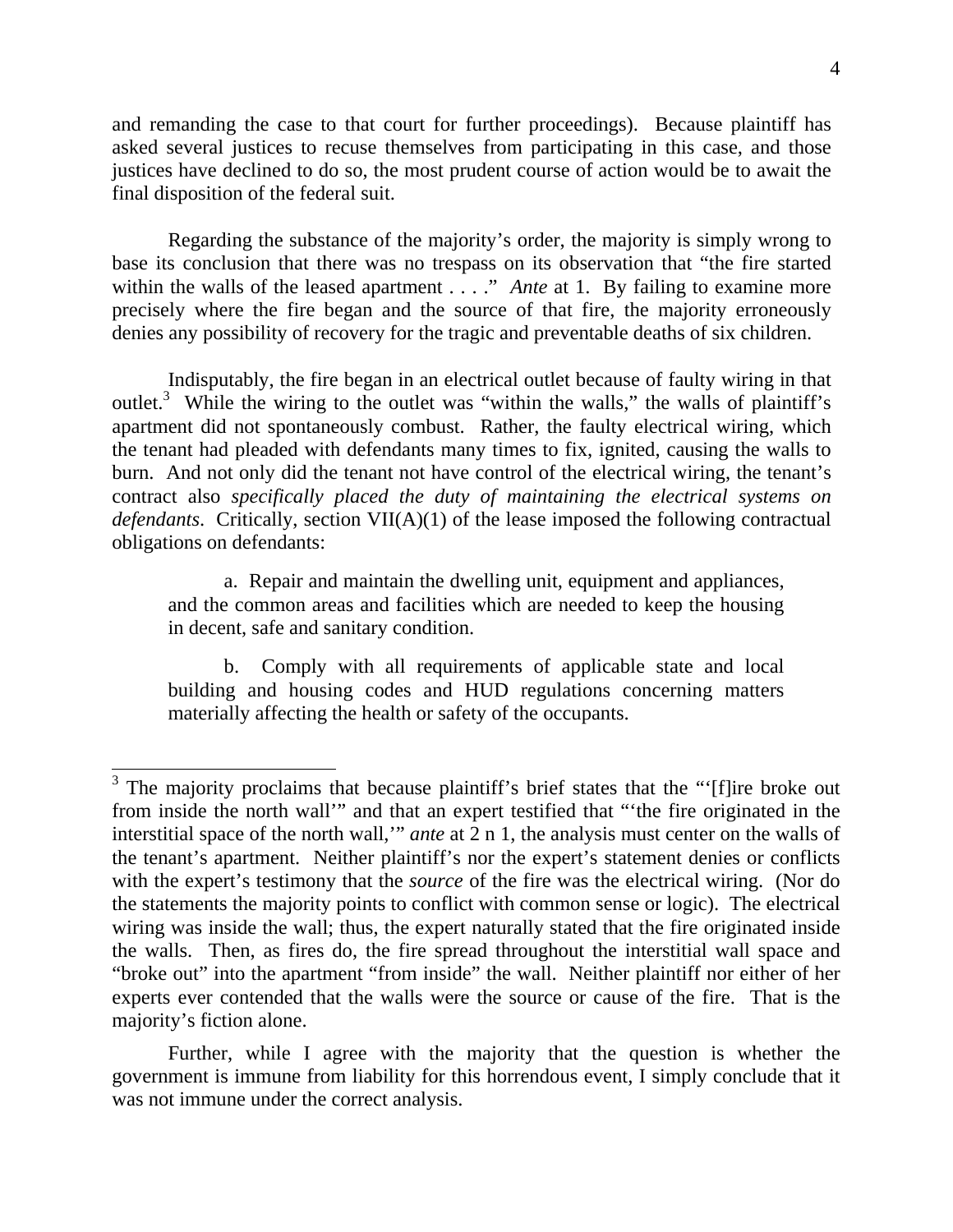and remanding the case to that court for further proceedings). Because plaintiff has asked several justices to recuse themselves from participating in this case, and those justices have declined to do so, the most prudent course of action would be to await the final disposition of the federal suit.

Regarding the substance of the majority's order, the majority is simply wrong to base its conclusion that there was no trespass on its observation that "the fire started within the walls of the leased apartment . . . ." *Ante* at 1. By failing to examine more precisely where the fire began and the source of that fire, the majority erroneously denies any possibility of recovery for the tragic and preventable deaths of six children.

Indisputably, the fire began in an electrical outlet because of faulty wiring in that outlet.[3] While the wiring to the outlet was "within the walls," the walls of plaintiff's apartment did not spontaneously combust. Rather, the faulty electrical wiring, which the tenant had pleaded with defendants many times to fix, ignited, causing the walls to burn. And not only did the tenant not have control of the electrical wiring, the tenant's contract also *specifically placed the duty of maintaining the electrical systems on defendants*. Critically, section VII(A)(1) of the lease imposed the following contractual obligations on defendants:

> a. Repair and maintain the dwelling unit, equipment and appliances, and the common areas and facilities which are needed to keep the housing in decent, safe and sanitary condition.
>
> b. Comply with all requirements of applicable state and local building and housing codes and HUD regulations concerning matters materially affecting the health or safety of the occupants.

[3] The majority proclaims that because plaintiff's brief states that the "'[f]ire broke out from inside the north wall'" and that an expert testified that "'the fire originated in the interstitial space of the north wall,'" *ante* at 2 n 1, the analysis must center on the walls of the tenant's apartment. Neither plaintiff's nor the expert's statement denies or conflicts with the expert's testimony that the *source* of the fire was the electrical wiring. (Nor do the statements the majority points to conflict with common sense or logic). The electrical wiring was inside the wall; thus, the expert naturally stated that the fire originated inside the walls. Then, as fires do, the fire spread throughout the interstitial wall space and "broke out" into the apartment "from inside" the wall. Neither plaintiff nor either of her experts ever contended that the walls were the source or cause of the fire. That is the majority's fiction alone.

Further, while I agree with the majority that the question is whether the government is immune from liability for this horrendous event, I simply conclude that it was not immune under the correct analysis.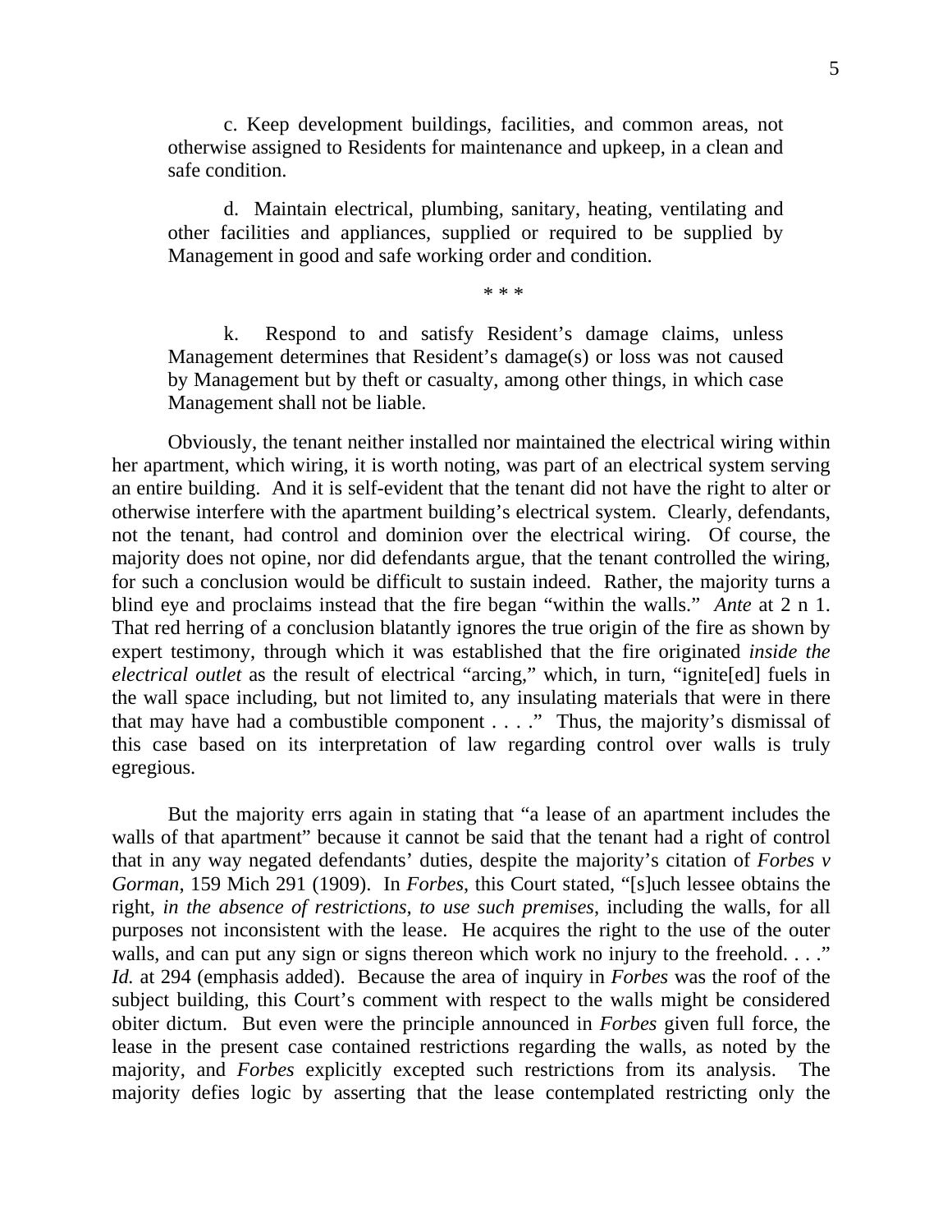c. Keep development buildings, facilities, and common areas, not otherwise assigned to Residents for maintenance and upkeep, in a clean and safe condition.

d. Maintain electrical, plumbing, sanitary, heating, ventilating and other facilities and appliances, supplied or required to be supplied by Management in good and safe working order and condition.

* * *

k. Respond to and satisfy Resident's damage claims, unless Management determines that Resident's damage(s) or loss was not caused by Management but by theft or casualty, among other things, in which case Management shall not be liable.

Obviously, the tenant neither installed nor maintained the electrical wiring within her apartment, which wiring, it is worth noting, was part of an electrical system serving an entire building. And it is self-evident that the tenant did not have the right to alter or otherwise interfere with the apartment building's electrical system. Clearly, defendants, not the tenant, had control and dominion over the electrical wiring. Of course, the majority does not opine, nor did defendants argue, that the tenant controlled the wiring, for such a conclusion would be difficult to sustain indeed. Rather, the majority turns a blind eye and proclaims instead that the fire began "within the walls." *Ante* at 2 n 1. That red herring of a conclusion blatantly ignores the true origin of the fire as shown by expert testimony, through which it was established that the fire originated *inside the electrical outlet* as the result of electrical "arcing," which, in turn, "ignite[ed] fuels in the wall space including, but not limited to, any insulating materials that were in there that may have had a combustible component . . . ." Thus, the majority's dismissal of this case based on its interpretation of law regarding control over walls is truly egregious.

But the majority errs again in stating that "a lease of an apartment includes the walls of that apartment" because it cannot be said that the tenant had a right of control that in any way negated defendants' duties, despite the majority's citation of *Forbes v Gorman*, 159 Mich 291 (1909). In *Forbes*, this Court stated, "[s]uch lessee obtains the right, *in the absence of restrictions, to use such premises*, including the walls, for all purposes not inconsistent with the lease. He acquires the right to the use of the outer walls, and can put any sign or signs thereon which work no injury to the freehold. . . ." *Id.* at 294 (emphasis added). Because the area of inquiry in *Forbes* was the roof of the subject building, this Court's comment with respect to the walls might be considered obiter dictum. But even were the principle announced in *Forbes* given full force, the lease in the present case contained restrictions regarding the walls, as noted by the majority, and *Forbes* explicitly excepted such restrictions from its analysis. The majority defies logic by asserting that the lease contemplated restricting only the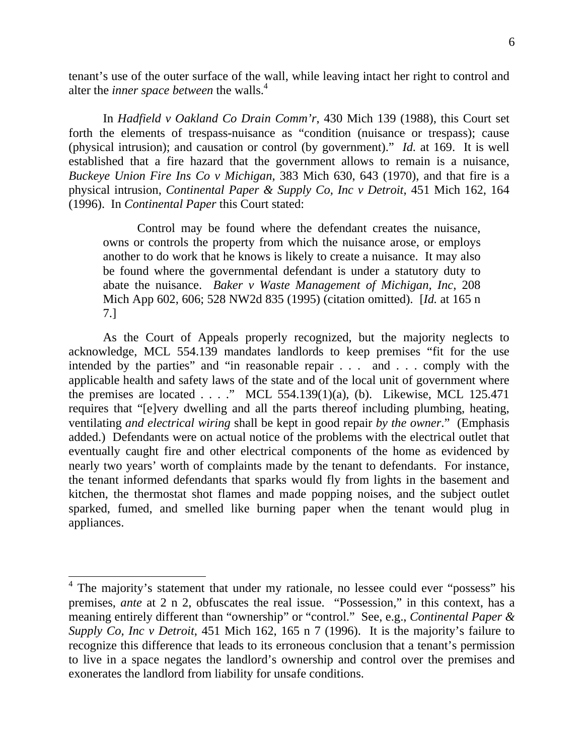tenant's use of the outer surface of the wall, while leaving intact her right to control and alter the *inner space between* the walls.[4]

In *Hadfield v Oakland Co Drain Comm'r*, 430 Mich 139 (1988), this Court set forth the elements of trespass-nuisance as "condition (nuisance or trespass); cause (physical intrusion); and causation or control (by government)." *Id.* at 169. It is well established that a fire hazard that the government allows to remain is a nuisance, *Buckeye Union Fire Ins Co v Michigan*, 383 Mich 630, 643 (1970), and that fire is a physical intrusion, *Continental Paper & Supply Co, Inc v Detroit*, 451 Mich 162, 164 (1996). In *Continental Paper* this Court stated:

> Control may be found where the defendant creates the nuisance, owns or controls the property from which the nuisance arose, or employs another to do work that he knows is likely to create a nuisance. It may also be found where the governmental defendant is under a statutory duty to abate the nuisance. *Baker v Waste Management of Michigan, Inc*, 208 Mich App 602, 606; 528 NW2d 835 (1995) (citation omitted). [*Id.* at 165 n 7.]

As the Court of Appeals properly recognized, but the majority neglects to acknowledge, MCL 554.139 mandates landlords to keep premises "fit for the use intended by the parties" and "in reasonable repair . . . and . . . comply with the applicable health and safety laws of the state and of the local unit of government where the premises are located . . . ." MCL 554.139(1)(a), (b). Likewise, MCL 125.471 requires that "[e]very dwelling and all the parts thereof including plumbing, heating, ventilating *and electrical wiring* shall be kept in good repair *by the owner*." (Emphasis added.) Defendants were on actual notice of the problems with the electrical outlet that eventually caught fire and other electrical components of the home as evidenced by nearly two years' worth of complaints made by the tenant to defendants. For instance, the tenant informed defendants that sparks would fly from lights in the basement and kitchen, the thermostat shot flames and made popping noises, and the subject outlet sparked, fumed, and smelled like burning paper when the tenant would plug in appliances.

---

[4] The majority's statement that under my rationale, no lessee could ever "possess" his premises, *ante* at 2 n 2, obfuscates the real issue. "Possession," in this context, has a meaning entirely different than "ownership" or "control." See, e.g., *Continental Paper & Supply Co, Inc v Detroit*, 451 Mich 162, 165 n 7 (1996). It is the majority's failure to recognize this difference that leads to its erroneous conclusion that a tenant's permission to live in a space negates the landlord's ownership and control over the premises and exonerates the landlord from liability for unsafe conditions.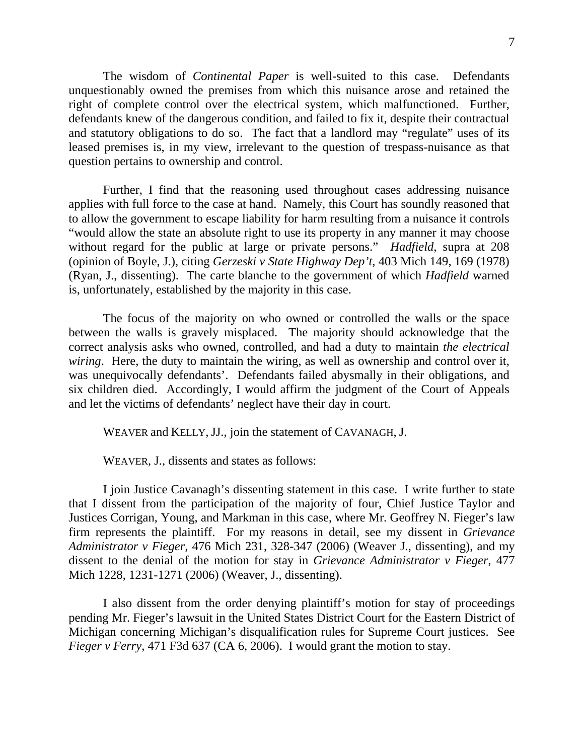The wisdom of *Continental Paper* is well-suited to this case. Defendants unquestionably owned the premises from which this nuisance arose and retained the right of complete control over the electrical system, which malfunctioned. Further, defendants knew of the dangerous condition, and failed to fix it, despite their contractual and statutory obligations to do so. The fact that a landlord may "regulate" uses of its leased premises is, in my view, irrelevant to the question of trespass-nuisance as that question pertains to ownership and control.

Further, I find that the reasoning used throughout cases addressing nuisance applies with full force to the case at hand. Namely, this Court has soundly reasoned that to allow the government to escape liability for harm resulting from a nuisance it controls "would allow the state an absolute right to use its property in any manner it may choose without regard for the public at large or private persons." *Hadfield*, supra at 208 (opinion of Boyle, J.), citing *Gerzeski v State Highway Dep't*, 403 Mich 149, 169 (1978) (Ryan, J., dissenting). The carte blanche to the government of which *Hadfield* warned is, unfortunately, established by the majority in this case.

The focus of the majority on who owned or controlled the walls or the space between the walls is gravely misplaced. The majority should acknowledge that the correct analysis asks who owned, controlled, and had a duty to maintain *the electrical wiring*. Here, the duty to maintain the wiring, as well as ownership and control over it, was unequivocally defendants'. Defendants failed abysmally in their obligations, and six children died. Accordingly, I would affirm the judgment of the Court of Appeals and let the victims of defendants' neglect have their day in court.

WEAVER and KELLY, JJ., join the statement of CAVANAGH, J.

WEAVER, J., dissents and states as follows:

I join Justice Cavanagh's dissenting statement in this case. I write further to state that I dissent from the participation of the majority of four, Chief Justice Taylor and Justices Corrigan, Young, and Markman in this case, where Mr. Geoffrey N. Fieger's law firm represents the plaintiff. For my reasons in detail, see my dissent in *Grievance Administrator v Fieger*, 476 Mich 231, 328-347 (2006) (Weaver J., dissenting), and my dissent to the denial of the motion for stay in *Grievance Administrator v Fieger*, 477 Mich 1228, 1231-1271 (2006) (Weaver, J., dissenting).

I also dissent from the order denying plaintiff's motion for stay of proceedings pending Mr. Fieger's lawsuit in the United States District Court for the Eastern District of Michigan concerning Michigan's disqualification rules for Supreme Court justices. See *Fieger v Ferry*, 471 F3d 637 (CA 6, 2006). I would grant the motion to stay.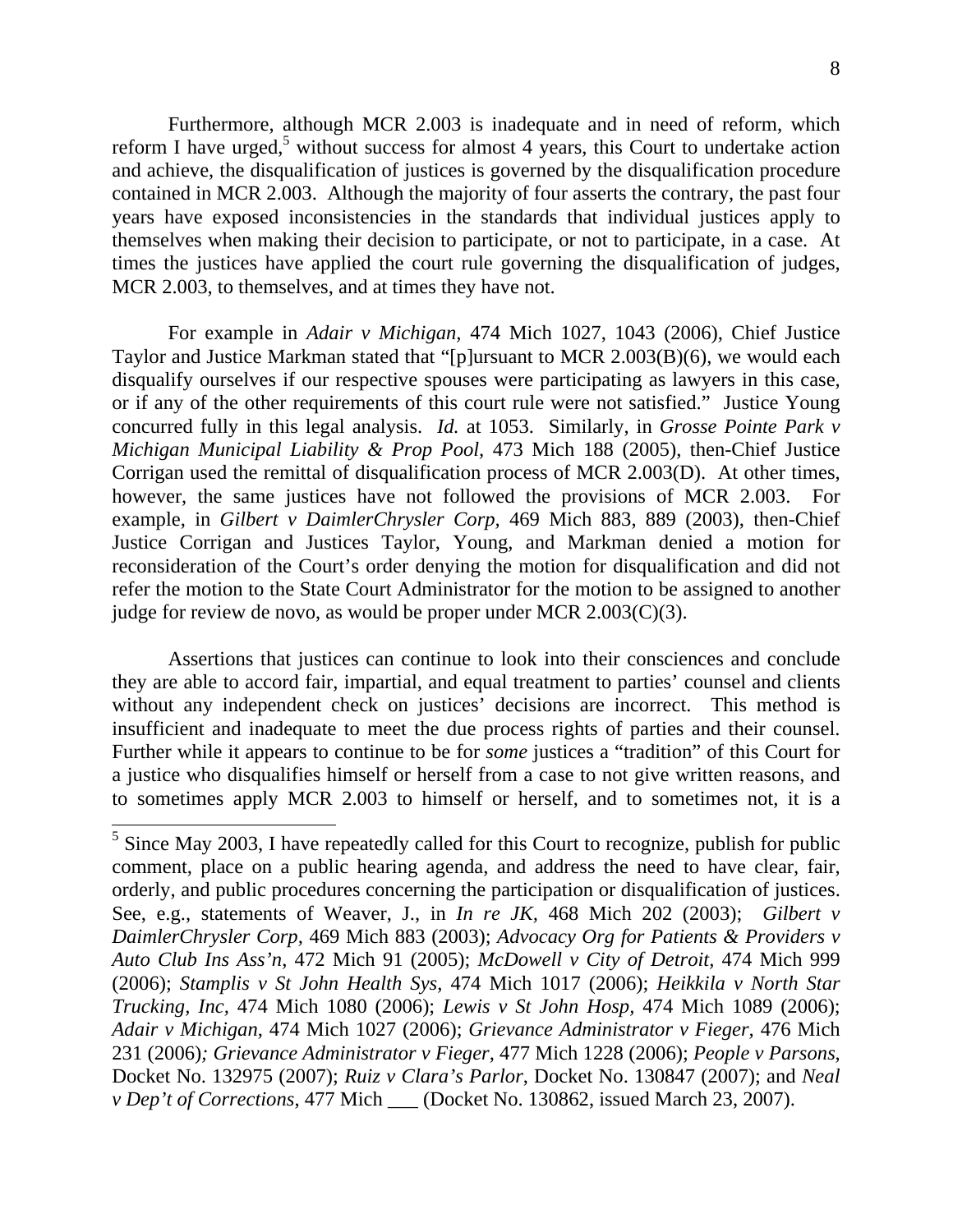Furthermore, although MCR 2.003 is inadequate and in need of reform, which reform I have urged,[5] without success for almost 4 years, this Court to undertake action and achieve, the disqualification of justices is governed by the disqualification procedure contained in MCR 2.003. Although the majority of four asserts the contrary, the past four years have exposed inconsistencies in the standards that individual justices apply to themselves when making their decision to participate, or not to participate, in a case. At times the justices have applied the court rule governing the disqualification of judges, MCR 2.003, to themselves, and at times they have not.

For example in *Adair v Michigan,* 474 Mich 1027, 1043 (2006), Chief Justice Taylor and Justice Markman stated that "[p]ursuant to MCR 2.003(B)(6), we would each disqualify ourselves if our respective spouses were participating as lawyers in this case, or if any of the other requirements of this court rule were not satisfied." Justice Young concurred fully in this legal analysis. *Id.* at 1053. Similarly, in *Grosse Pointe Park v Michigan Municipal Liability & Prop Pool,* 473 Mich 188 (2005), then-Chief Justice Corrigan used the remittal of disqualification process of MCR 2.003(D). At other times, however, the same justices have not followed the provisions of MCR 2.003. For example, in *Gilbert v DaimlerChrysler Corp,* 469 Mich 883, 889 (2003), then-Chief Justice Corrigan and Justices Taylor, Young, and Markman denied a motion for reconsideration of the Court's order denying the motion for disqualification and did not refer the motion to the State Court Administrator for the motion to be assigned to another judge for review de novo, as would be proper under MCR 2.003(C)(3).

Assertions that justices can continue to look into their consciences and conclude they are able to accord fair, impartial, and equal treatment to parties' counsel and clients without any independent check on justices' decisions are incorrect. This method is insufficient and inadequate to meet the due process rights of parties and their counsel. Further while it appears to continue to be for *some* justices a "tradition" of this Court for a justice who disqualifies himself or herself from a case to not give written reasons, and to sometimes apply MCR 2.003 to himself or herself, and to sometimes not, it is a

---

[5] Since May 2003, I have repeatedly called for this Court to recognize, publish for public comment, place on a public hearing agenda, and address the need to have clear, fair, orderly, and public procedures concerning the participation or disqualification of justices. See, e.g., statements of Weaver, J., in *In re JK,* 468 Mich 202 (2003); *Gilbert v DaimlerChrysler Corp*, 469 Mich 883 (2003); *Advocacy Org for Patients & Providers v Auto Club Ins Ass'n*, 472 Mich 91 (2005); *McDowell v City of Detroit*, 474 Mich 999 (2006); *Stamplis v St John Health Sys*, 474 Mich 1017 (2006); *Heikkila v North Star Trucking, Inc*, 474 Mich 1080 (2006); *Lewis v St John Hosp*, 474 Mich 1089 (2006); *Adair v Michigan*, 474 Mich 1027 (2006); *Grievance Administrator v Fieger,* 476 Mich 231 (2006)*; Grievance Administrator v Fieger*, 477 Mich 1228 (2006); *People v Parsons*, Docket No. 132975 (2007); *Ruiz v Clara's Parlor*, Docket No. 130847 (2007); and *Neal v Dep't of Corrections*, 477 Mich ___ (Docket No. 130862, issued March 23, 2007).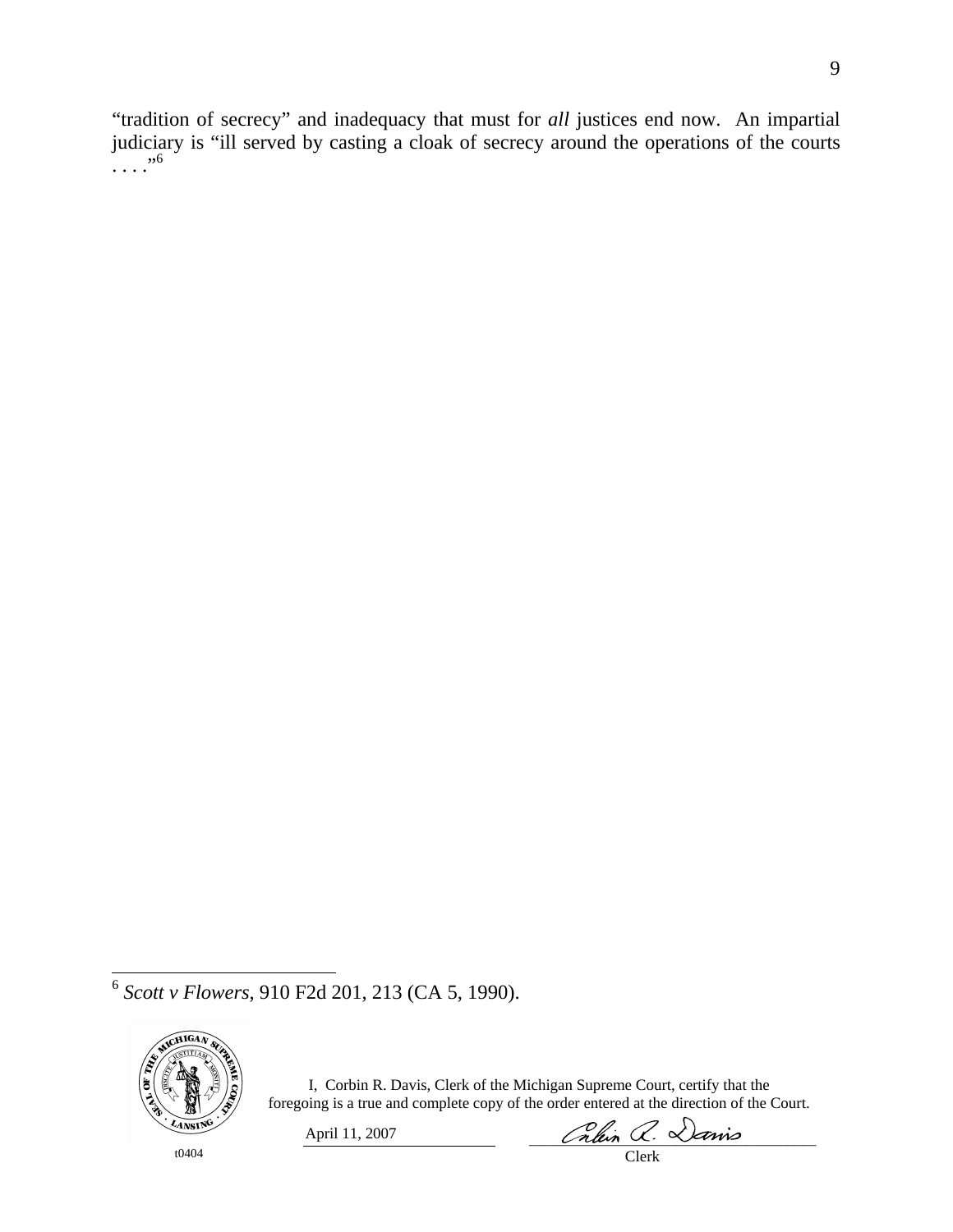"tradition of secrecy" and inadequacy that must for *all* justices end now. An impartial judiciary is "ill served by casting a cloak of secrecy around the operations of the courts . . . ."[6]

---

[6] *Scott v Flowers*, 910 F2d 201, 213 (CA 5, 1990).

I, Corbin R. Davis, Clerk of the Michigan Supreme Court, certify that the foregoing is a true and complete copy of the order entered at the direction of the Court.

April 11, 2007

Clerk

t0404